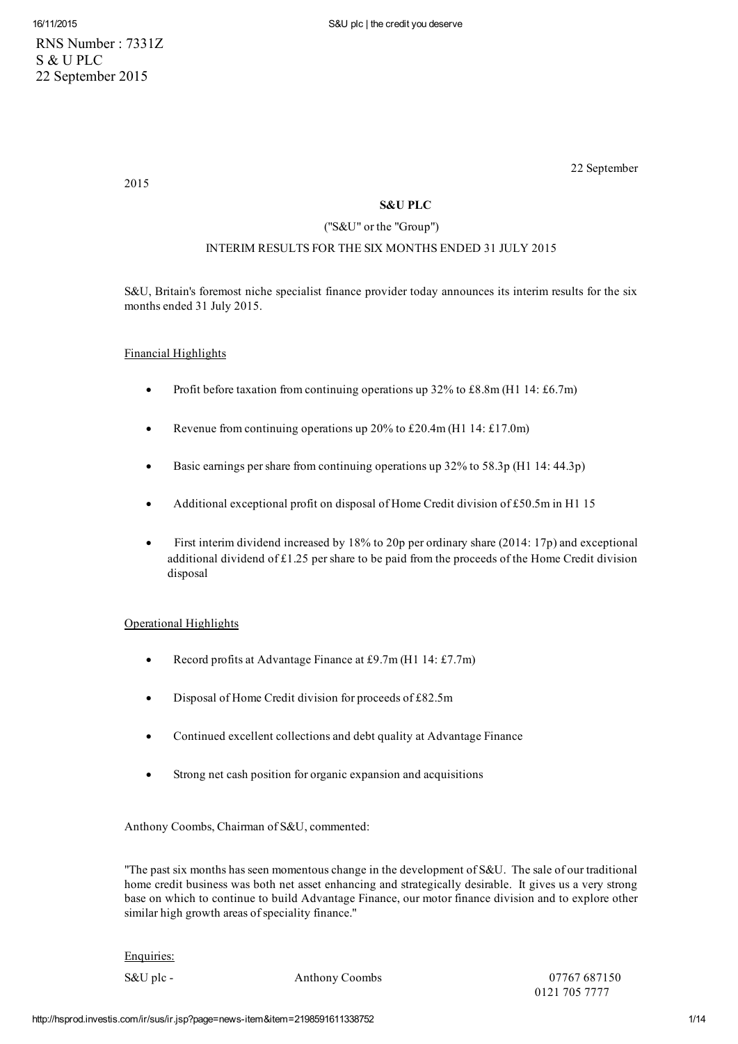RNS Number : 7331Z
S & U PLC
22 September 2015

22 September 2015

**S&U PLC**

("S&U" or the "Group")

INTERIM RESULTS FOR THE SIX MONTHS ENDED 31 JULY 2015

S&U, Britain's foremost niche specialist finance provider today announces its interim results for the six months ended 31 July 2015.

Financial Highlights

- Profit before taxation from continuing operations up 32% to £8.8m (H1 14: £6.7m)
- Revenue from continuing operations up 20% to £20.4m (H1 14: £17.0m)
- Basic earnings per share from continuing operations up 32% to 58.3p (H1 14: 44.3p)
- Additional exceptional profit on disposal of Home Credit division of £50.5m in H1 15
- First interim dividend increased by 18% to 20p per ordinary share (2014: 17p) and exceptional additional dividend of £1.25 per share to be paid from the proceeds of the Home Credit division disposal

Operational Highlights

- Record profits at Advantage Finance at £9.7m (H1 14: £7.7m)
- Disposal of Home Credit division for proceeds of £82.5m
- Continued excellent collections and debt quality at Advantage Finance
- Strong net cash position for organic expansion and acquisitions

Anthony Coombs, Chairman of S&U, commented:

"The past six months has seen momentous change in the development of S&U. The sale of our traditional home credit business was both net asset enhancing and strategically desirable. It gives us a very strong base on which to continue to build Advantage Finance, our motor finance division and to explore other similar high growth areas of speciality finance."

Enquiries:

| | | |
|---|---|---|
| S&U plc - | Anthony Coombs | 07767 687150<br>0121 705 7777 |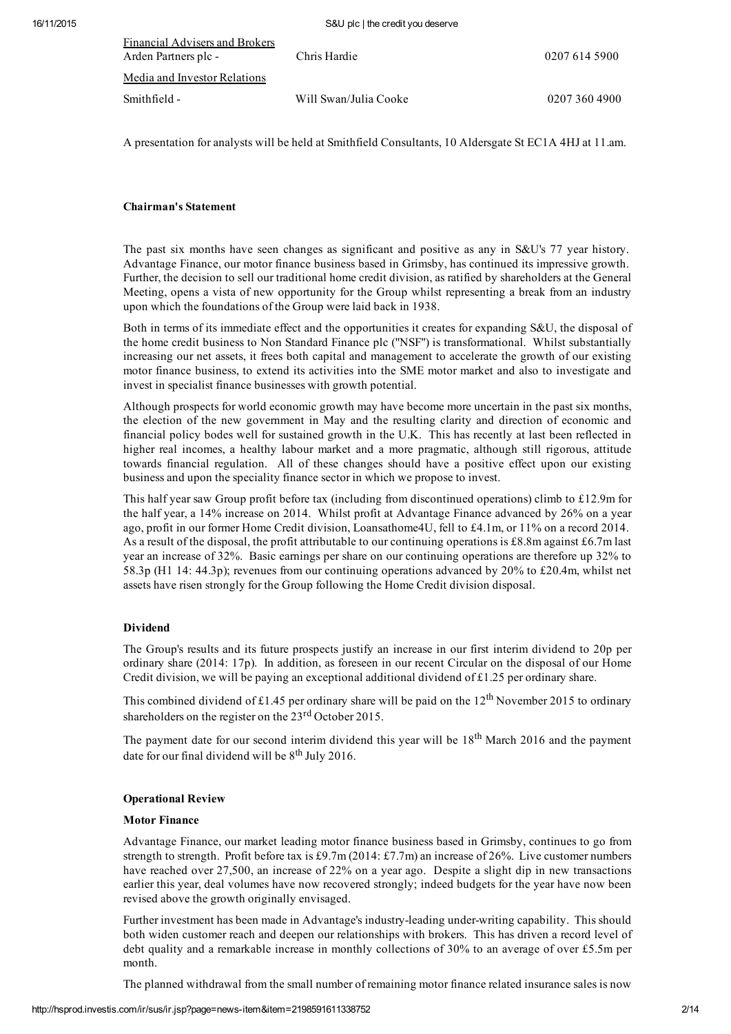| Financial Advisers and Brokers | | |
|---|---|---|
| Arden Partners plc - | Chris Hardie | 0207 614 5900 |
| Media and Investor Relations | | |
| Smithfield - | Will Swan/Julia Cooke | 0207 360 4900 |

A presentation for analysts will be held at Smithfield Consultants, 10 Aldersgate St EC1A 4HJ at 11.am.

**Chairman's Statement**

The past six months have seen changes as significant and positive as any in S&U's 77 year history. Advantage Finance, our motor finance business based in Grimsby, has continued its impressive growth. Further, the decision to sell our traditional home credit division, as ratified by shareholders at the General Meeting, opens a vista of new opportunity for the Group whilst representing a break from an industry upon which the foundations of the Group were laid back in 1938.

Both in terms of its immediate effect and the opportunities it creates for expanding S&U, the disposal of the home credit business to Non Standard Finance plc ("NSF") is transformational. Whilst substantially increasing our net assets, it frees both capital and management to accelerate the growth of our existing motor finance business, to extend its activities into the SME motor market and also to investigate and invest in specialist finance businesses with growth potential.

Although prospects for world economic growth may have become more uncertain in the past six months, the election of the new government in May and the resulting clarity and direction of economic and financial policy bodes well for sustained growth in the U.K. This has recently at last been reflected in higher real incomes, a healthy labour market and a more pragmatic, although still rigorous, attitude towards financial regulation. All of these changes should have a positive effect upon our existing business and upon the speciality finance sector in which we propose to invest.

This half year saw Group profit before tax (including from discontinued operations) climb to £12.9m for the half year, a 14% increase on 2014. Whilst profit at Advantage Finance advanced by 26% on a year ago, profit in our former Home Credit division, Loansathome4U, fell to £4.1m, or 11% on a record 2014. As a result of the disposal, the profit attributable to our continuing operations is £8.8m against £6.7m last year an increase of 32%. Basic earnings per share on our continuing operations are therefore up 32% to 58.3p (H1 14: 44.3p); revenues from our continuing operations advanced by 20% to £20.4m, whilst net assets have risen strongly for the Group following the Home Credit division disposal.

**Dividend**

The Group's results and its future prospects justify an increase in our first interim dividend to 20p per ordinary share (2014: 17p). In addition, as foreseen in our recent Circular on the disposal of our Home Credit division, we will be paying an exceptional additional dividend of £1.25 per ordinary share.

This combined dividend of £1.45 per ordinary share will be paid on the 12th November 2015 to ordinary shareholders on the register on the 23rd October 2015.

The payment date for our second interim dividend this year will be 18th March 2016 and the payment date for our final dividend will be 8th July 2016.

**Operational Review**

**Motor Finance**

Advantage Finance, our market leading motor finance business based in Grimsby, continues to go from strength to strength. Profit before tax is £9.7m (2014: £7.7m) an increase of 26%. Live customer numbers have reached over 27,500, an increase of 22% on a year ago. Despite a slight dip in new transactions earlier this year, deal volumes have now recovered strongly; indeed budgets for the year have now been revised above the growth originally envisaged.

Further investment has been made in Advantage's industry-leading under-writing capability. This should both widen customer reach and deepen our relationships with brokers. This has driven a record level of debt quality and a remarkable increase in monthly collections of 30% to an average of over £5.5m per month.

The planned withdrawal from the small number of remaining motor finance related insurance sales is now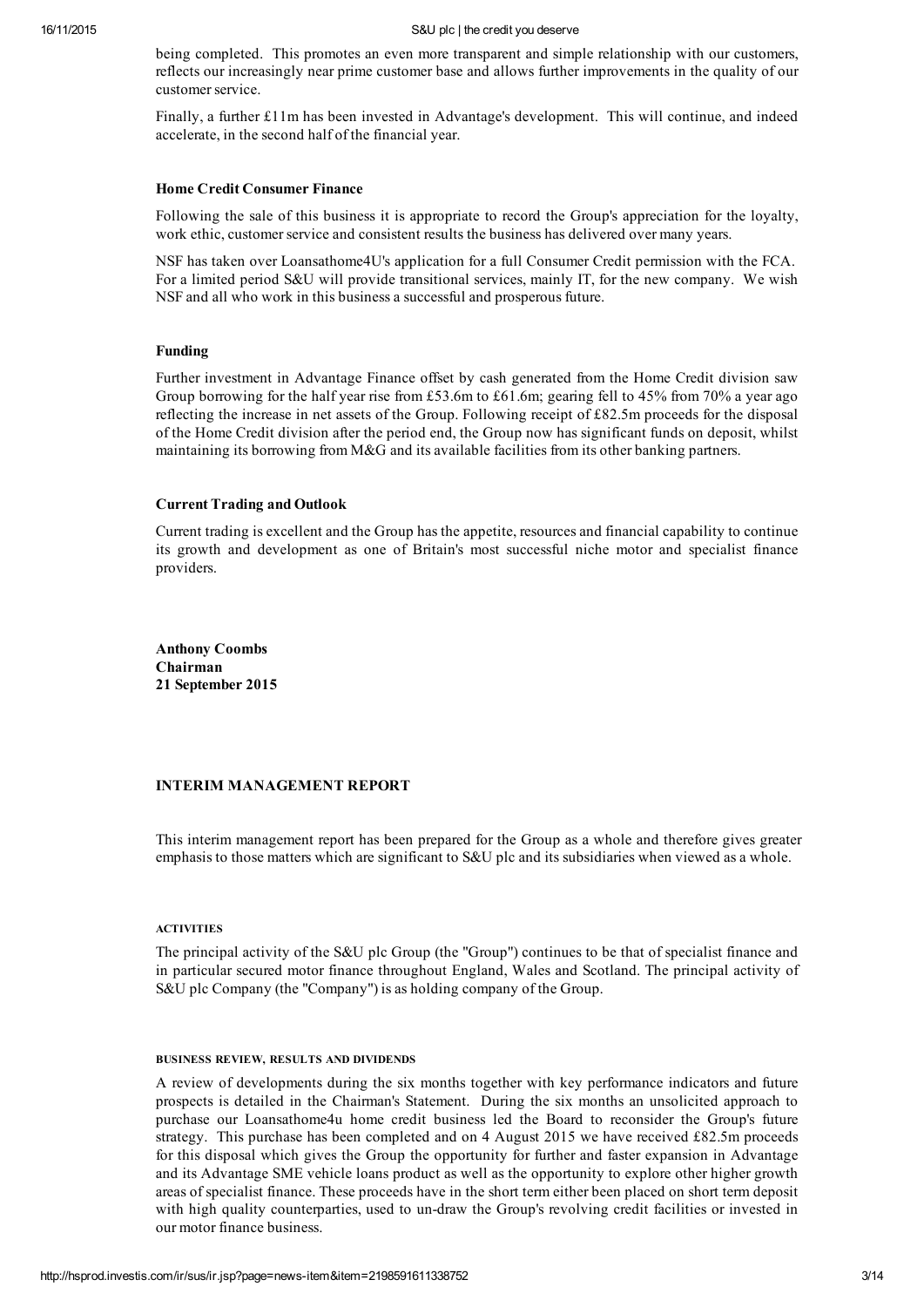being completed. This promotes an even more transparent and simple relationship with our customers, reflects our increasingly near prime customer base and allows further improvements in the quality of our customer service.

Finally, a further £11m has been invested in Advantage's development. This will continue, and indeed accelerate, in the second half of the financial year.

**Home Credit Consumer Finance**

Following the sale of this business it is appropriate to record the Group's appreciation for the loyalty, work ethic, customer service and consistent results the business has delivered over many years.

NSF has taken over Loansathome4U's application for a full Consumer Credit permission with the FCA. For a limited period S&U will provide transitional services, mainly IT, for the new company. We wish NSF and all who work in this business a successful and prosperous future.

**Funding**

Further investment in Advantage Finance offset by cash generated from the Home Credit division saw Group borrowing for the half year rise from £53.6m to £61.6m; gearing fell to 45% from 70% a year ago reflecting the increase in net assets of the Group. Following receipt of £82.5m proceeds for the disposal of the Home Credit division after the period end, the Group now has significant funds on deposit, whilst maintaining its borrowing from M&G and its available facilities from its other banking partners.

**Current Trading and Outlook**

Current trading is excellent and the Group has the appetite, resources and financial capability to continue its growth and development as one of Britain's most successful niche motor and specialist finance providers.

**Anthony Coombs**
**Chairman**
**21 September 2015**

## INTERIM MANAGEMENT REPORT

This interim management report has been prepared for the Group as a whole and therefore gives greater emphasis to those matters which are significant to S&U plc and its subsidiaries when viewed as a whole.

### ACTIVITIES

The principal activity of the S&U plc Group (the "Group") continues to be that of specialist finance and in particular secured motor finance throughout England, Wales and Scotland. The principal activity of S&U plc Company (the "Company") is as holding company of the Group.

### BUSINESS REVIEW, RESULTS AND DIVIDENDS

A review of developments during the six months together with key performance indicators and future prospects is detailed in the Chairman's Statement. During the six months an unsolicited approach to purchase our Loansathome4u home credit business led the Board to reconsider the Group's future strategy. This purchase has been completed and on 4 August 2015 we have received £82.5m proceeds for this disposal which gives the Group the opportunity for further and faster expansion in Advantage and its Advantage SME vehicle loans product as well as the opportunity to explore other higher growth areas of specialist finance. These proceeds have in the short term either been placed on short term deposit with high quality counterparties, used to un-draw the Group's revolving credit facilities or invested in our motor finance business.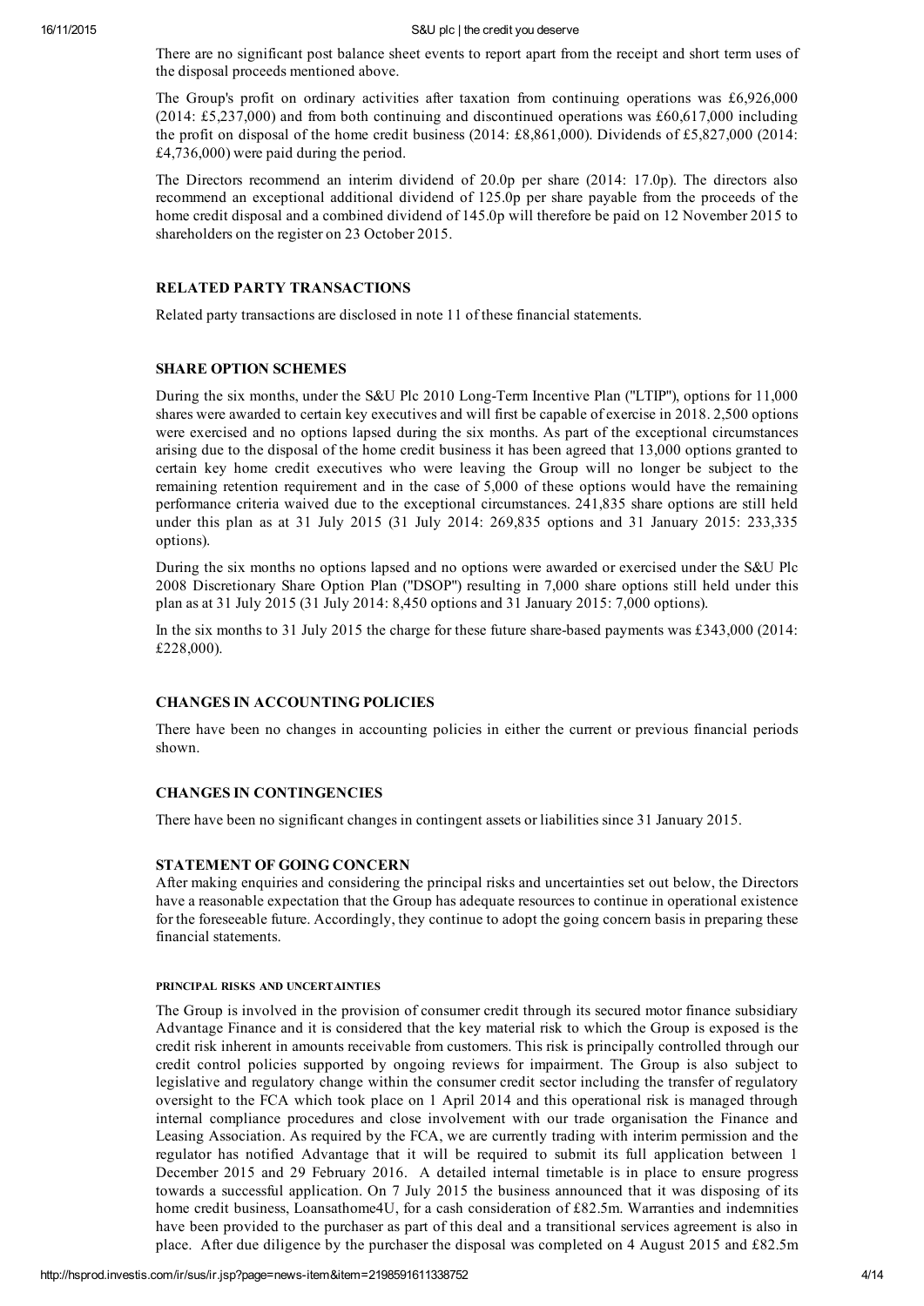There are no significant post balance sheet events to report apart from the receipt and short term uses of the disposal proceeds mentioned above.

The Group's profit on ordinary activities after taxation from continuing operations was £6,926,000 (2014: £5,237,000) and from both continuing and discontinued operations was £60,617,000 including the profit on disposal of the home credit business (2014: £8,861,000). Dividends of £5,827,000 (2014: £4,736,000) were paid during the period.

The Directors recommend an interim dividend of 20.0p per share (2014: 17.0p). The directors also recommend an exceptional additional dividend of 125.0p per share payable from the proceeds of the home credit disposal and a combined dividend of 145.0p will therefore be paid on 12 November 2015 to shareholders on the register on 23 October 2015.

## RELATED PARTY TRANSACTIONS

Related party transactions are disclosed in note 11 of these financial statements.

## SHARE OPTION SCHEMES

During the six months, under the S&U Plc 2010 Long-Term Incentive Plan ("LTIP"), options for 11,000 shares were awarded to certain key executives and will first be capable of exercise in 2018. 2,500 options were exercised and no options lapsed during the six months. As part of the exceptional circumstances arising due to the disposal of the home credit business it has been agreed that 13,000 options granted to certain key home credit executives who were leaving the Group will no longer be subject to the remaining retention requirement and in the case of 5,000 of these options would have the remaining performance criteria waived due to the exceptional circumstances. 241,835 share options are still held under this plan as at 31 July 2015 (31 July 2014: 269,835 options and 31 January 2015: 233,335 options).

During the six months no options lapsed and no options were awarded or exercised under the S&U Plc 2008 Discretionary Share Option Plan ("DSOP") resulting in 7,000 share options still held under this plan as at 31 July 2015 (31 July 2014: 8,450 options and 31 January 2015: 7,000 options).

In the six months to 31 July 2015 the charge for these future share-based payments was £343,000 (2014: £228,000).

## CHANGES IN ACCOUNTING POLICIES

There have been no changes in accounting policies in either the current or previous financial periods shown.

## CHANGES IN CONTINGENCIES

There have been no significant changes in contingent assets or liabilities since 31 January 2015.

## STATEMENT OF GOING CONCERN

After making enquiries and considering the principal risks and uncertainties set out below, the Directors have a reasonable expectation that the Group has adequate resources to continue in operational existence for the foreseeable future. Accordingly, they continue to adopt the going concern basis in preparing these financial statements.

### PRINCIPAL RISKS AND UNCERTAINTIES

The Group is involved in the provision of consumer credit through its secured motor finance subsidiary Advantage Finance and it is considered that the key material risk to which the Group is exposed is the credit risk inherent in amounts receivable from customers. This risk is principally controlled through our credit control policies supported by ongoing reviews for impairment. The Group is also subject to legislative and regulatory change within the consumer credit sector including the transfer of regulatory oversight to the FCA which took place on 1 April 2014 and this operational risk is managed through internal compliance procedures and close involvement with our trade organisation the Finance and Leasing Association. As required by the FCA, we are currently trading with interim permission and the regulator has notified Advantage that it will be required to submit its full application between 1 December 2015 and 29 February 2016. A detailed internal timetable is in place to ensure progress towards a successful application. On 7 July 2015 the business announced that it was disposing of its home credit business, Loansathome4U, for a cash consideration of £82.5m. Warranties and indemnities have been provided to the purchaser as part of this deal and a transitional services agreement is also in place. After due diligence by the purchaser the disposal was completed on 4 August 2015 and £82.5m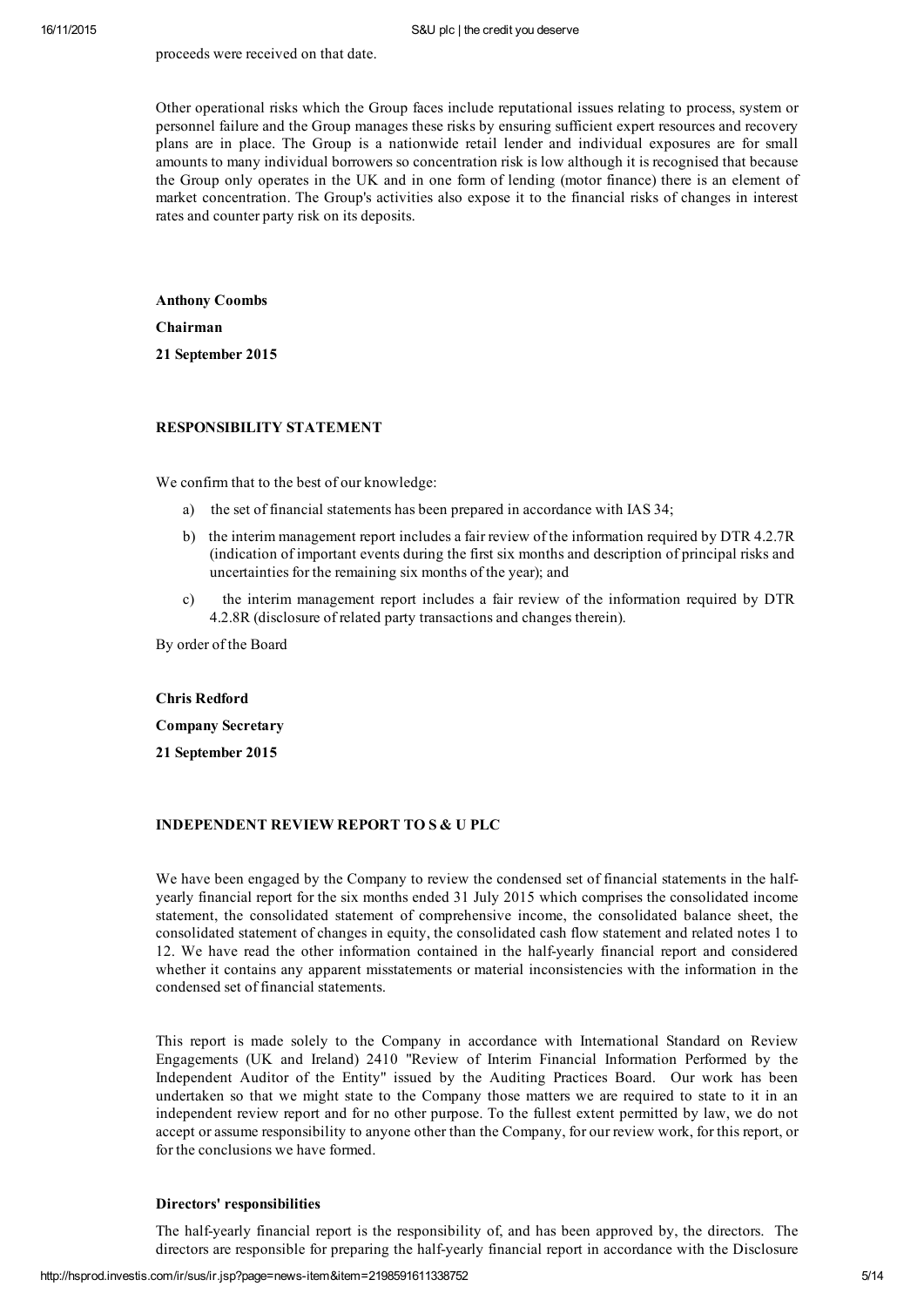proceeds were received on that date.

Other operational risks which the Group faces include reputational issues relating to process, system or personnel failure and the Group manages these risks by ensuring sufficient expert resources and recovery plans are in place. The Group is a nationwide retail lender and individual exposures are for small amounts to many individual borrowers so concentration risk is low although it is recognised that because the Group only operates in the UK and in one form of lending (motor finance) there is an element of market concentration. The Group's activities also expose it to the financial risks of changes in interest rates and counter party risk on its deposits.

**Anthony Coombs**

**Chairman**

**21 September 2015**

## RESPONSIBILITY STATEMENT

We confirm that to the best of our knowledge:

a) the set of financial statements has been prepared in accordance with IAS 34;

b) the interim management report includes a fair review of the information required by DTR 4.2.7R (indication of important events during the first six months and description of principal risks and uncertainties for the remaining six months of the year); and

c) the interim management report includes a fair review of the information required by DTR 4.2.8R (disclosure of related party transactions and changes therein).

By order of the Board

**Chris Redford**

**Company Secretary**

**21 September 2015**

## INDEPENDENT REVIEW REPORT TO S & U PLC

We have been engaged by the Company to review the condensed set of financial statements in the half-yearly financial report for the six months ended 31 July 2015 which comprises the consolidated income statement, the consolidated statement of comprehensive income, the consolidated balance sheet, the consolidated statement of changes in equity, the consolidated cash flow statement and related notes 1 to 12. We have read the other information contained in the half-yearly financial report and considered whether it contains any apparent misstatements or material inconsistencies with the information in the condensed set of financial statements.

This report is made solely to the Company in accordance with International Standard on Review Engagements (UK and Ireland) 2410 "Review of Interim Financial Information Performed by the Independent Auditor of the Entity" issued by the Auditing Practices Board. Our work has been undertaken so that we might state to the Company those matters we are required to state to it in an independent review report and for no other purpose. To the fullest extent permitted by law, we do not accept or assume responsibility to anyone other than the Company, for our review work, for this report, or for the conclusions we have formed.

### Directors' responsibilities

The half-yearly financial report is the responsibility of, and has been approved by, the directors. The directors are responsible for preparing the half-yearly financial report in accordance with the Disclosure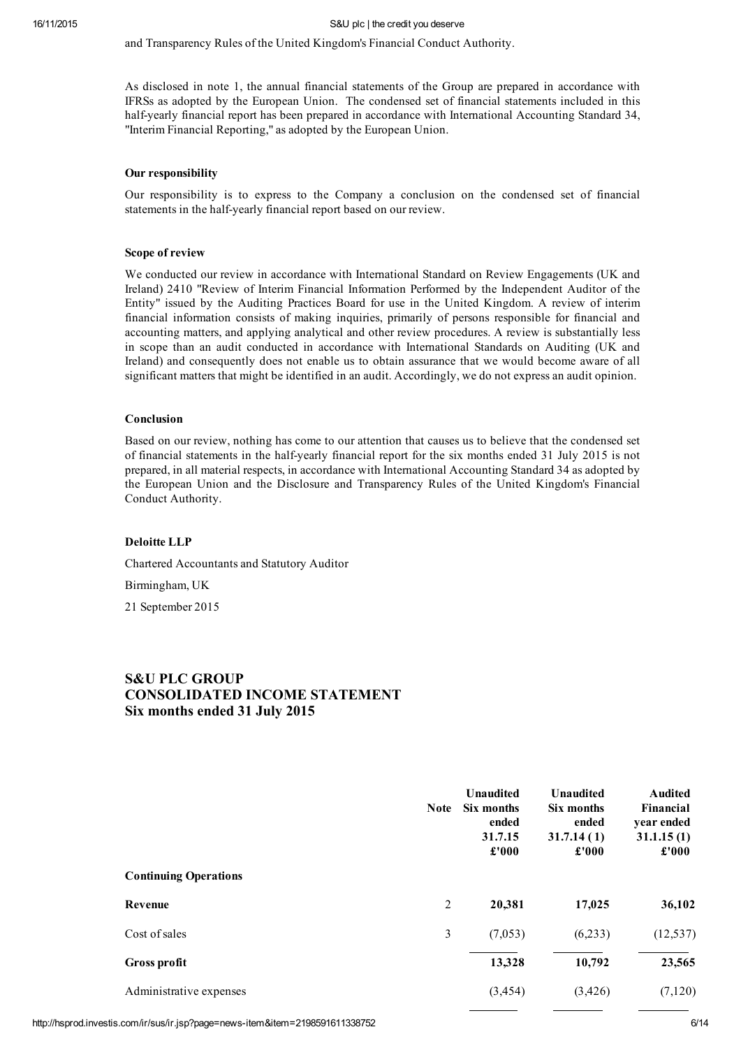and Transparency Rules of the United Kingdom's Financial Conduct Authority.

As disclosed in note 1, the annual financial statements of the Group are prepared in accordance with IFRSs as adopted by the European Union. The condensed set of financial statements included in this half-yearly financial report has been prepared in accordance with International Accounting Standard 34, "Interim Financial Reporting," as adopted by the European Union.

**Our responsibility**

Our responsibility is to express to the Company a conclusion on the condensed set of financial statements in the half-yearly financial report based on our review.

**Scope of review**

We conducted our review in accordance with International Standard on Review Engagements (UK and Ireland) 2410 "Review of Interim Financial Information Performed by the Independent Auditor of the Entity" issued by the Auditing Practices Board for use in the United Kingdom. A review of interim financial information consists of making inquiries, primarily of persons responsible for financial and accounting matters, and applying analytical and other review procedures. A review is substantially less in scope than an audit conducted in accordance with International Standards on Auditing (UK and Ireland) and consequently does not enable us to obtain assurance that we would become aware of all significant matters that might be identified in an audit. Accordingly, we do not express an audit opinion.

**Conclusion**

Based on our review, nothing has come to our attention that causes us to believe that the condensed set of financial statements in the half-yearly financial report for the six months ended 31 July 2015 is not prepared, in all material respects, in accordance with International Accounting Standard 34 as adopted by the European Union and the Disclosure and Transparency Rules of the United Kingdom's Financial Conduct Authority.

**Deloitte LLP**

Chartered Accountants and Statutory Auditor

Birmingham, UK

21 September 2015

## S&U PLC GROUP
## CONSOLIDATED INCOME STATEMENT
## Six months ended 31 July 2015

| | Note | Unaudited Six months ended 31.7.15 £'000 | Unaudited Six months ended 31.7.14 (1) £'000 | Audited Financial year ended 31.1.15 (1) £'000 |
|---|---|---|---|---|
| **Continuing Operations** | | | | |
| **Revenue** | 2 | **20,381** | **17,025** | **36,102** |
| Cost of sales | 3 | (7,053) | (6,233) | (12,537) |
| **Gross profit** | | **13,328** | **10,792** | **23,565** |
| Administrative expenses | | (3,454) | (3,426) | (7,120) |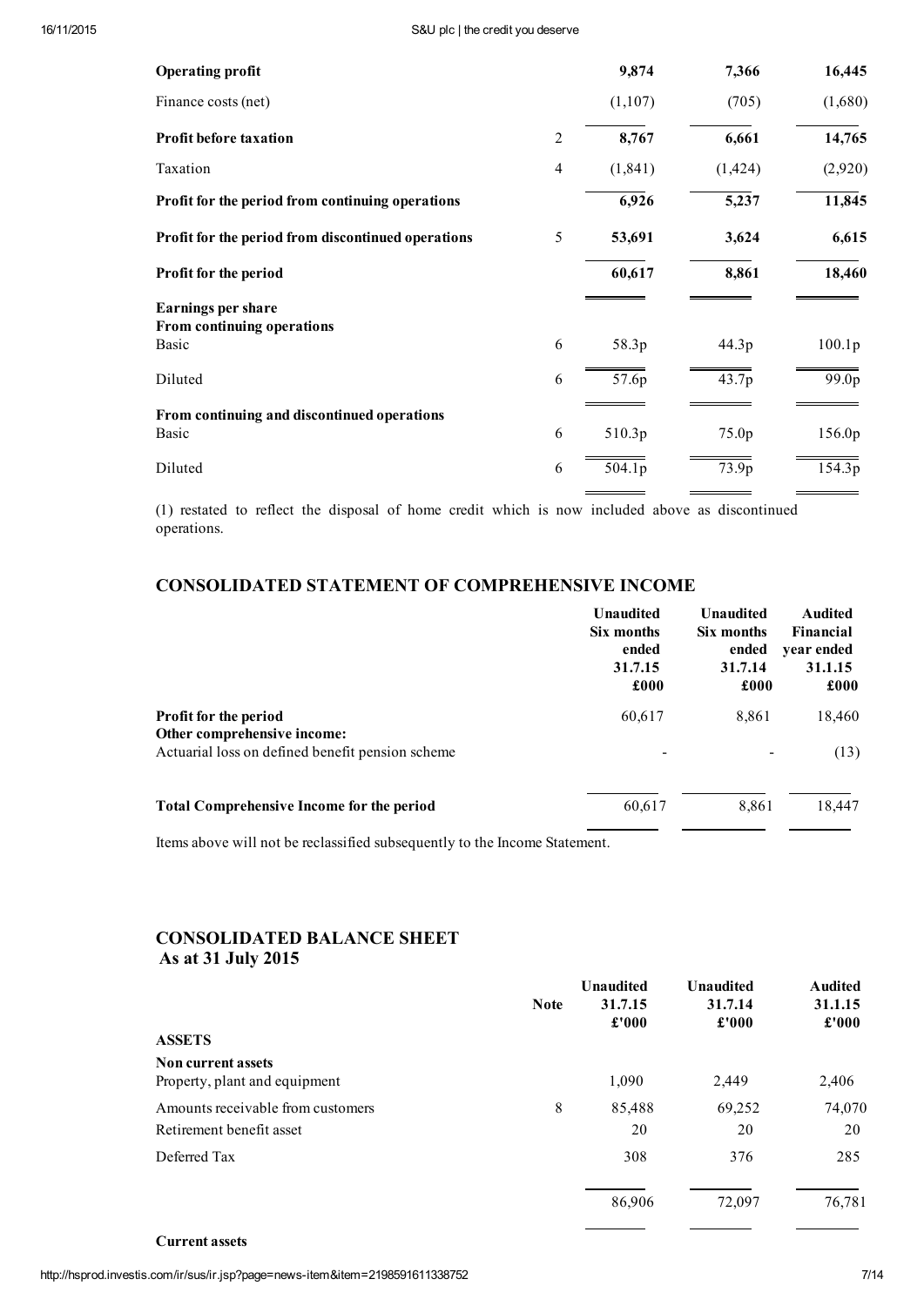| | Note | | | |
|---|---|---|---|---|
| **Operating profit** | | **9,874** | **7,366** | **16,445** |
| Finance costs (net) | | (1,107) | (705) | (1,680) |
| **Profit before taxation** | 2 | **8,767** | **6,661** | **14,765** |
| Taxation | 4 | (1,841) | (1,424) | (2,920) |
| **Profit for the period from continuing operations** | | **6,926** | **5,237** | **11,845** |
| **Profit for the period from discontinued operations** | 5 | **53,691** | **3,624** | **6,615** |
| **Profit for the period** | | **60,617** | **8,861** | **18,460** |
| **Earnings per share** | | | | |
| **From continuing operations** | | | | |
| Basic | 6 | 58.3p | 44.3p | 100.1p |
| Diluted | 6 | 57.6p | 43.7p | 99.0p |
| **From continuing and discontinued operations** | | | | |
| Basic | 6 | 510.3p | 75.0p | 156.0p |
| Diluted | 6 | 504.1p | 73.9p | 154.3p |

(1) restated to reflect the disposal of home credit which is now included above as discontinued operations.

## CONSOLIDATED STATEMENT OF COMPREHENSIVE INCOME

| | Unaudited Six months ended 31.7.15 £000 | Unaudited Six months ended 31.7.14 £000 | Audited Financial year ended 31.1.15 £000 |
|---|---|---|---|
| **Profit for the period** | 60,617 | 8,861 | 18,460 |
| **Other comprehensive income:** | | | |
| Actuarial loss on defined benefit pension scheme | - | - | (13) |
| **Total Comprehensive Income for the period** | 60,617 | 8,861 | 18,447 |

Items above will not be reclassified subsequently to the Income Statement.

## CONSOLIDATED BALANCE SHEET
**As at 31 July 2015**

| | Note | Unaudited 31.7.15 £'000 | Unaudited 31.7.14 £'000 | Audited 31.1.15 £'000 |
|---|---|---|---|---|
| **ASSETS** | | | | |
| **Non current assets** | | | | |
| Property, plant and equipment | | 1,090 | 2,449 | 2,406 |
| Amounts receivable from customers | 8 | 85,488 | 69,252 | 74,070 |
| Retirement benefit asset | | 20 | 20 | 20 |
| Deferred Tax | | 308 | 376 | 285 |
| | | 86,906 | 72,097 | 76,781 |
| **Current assets** | | | | |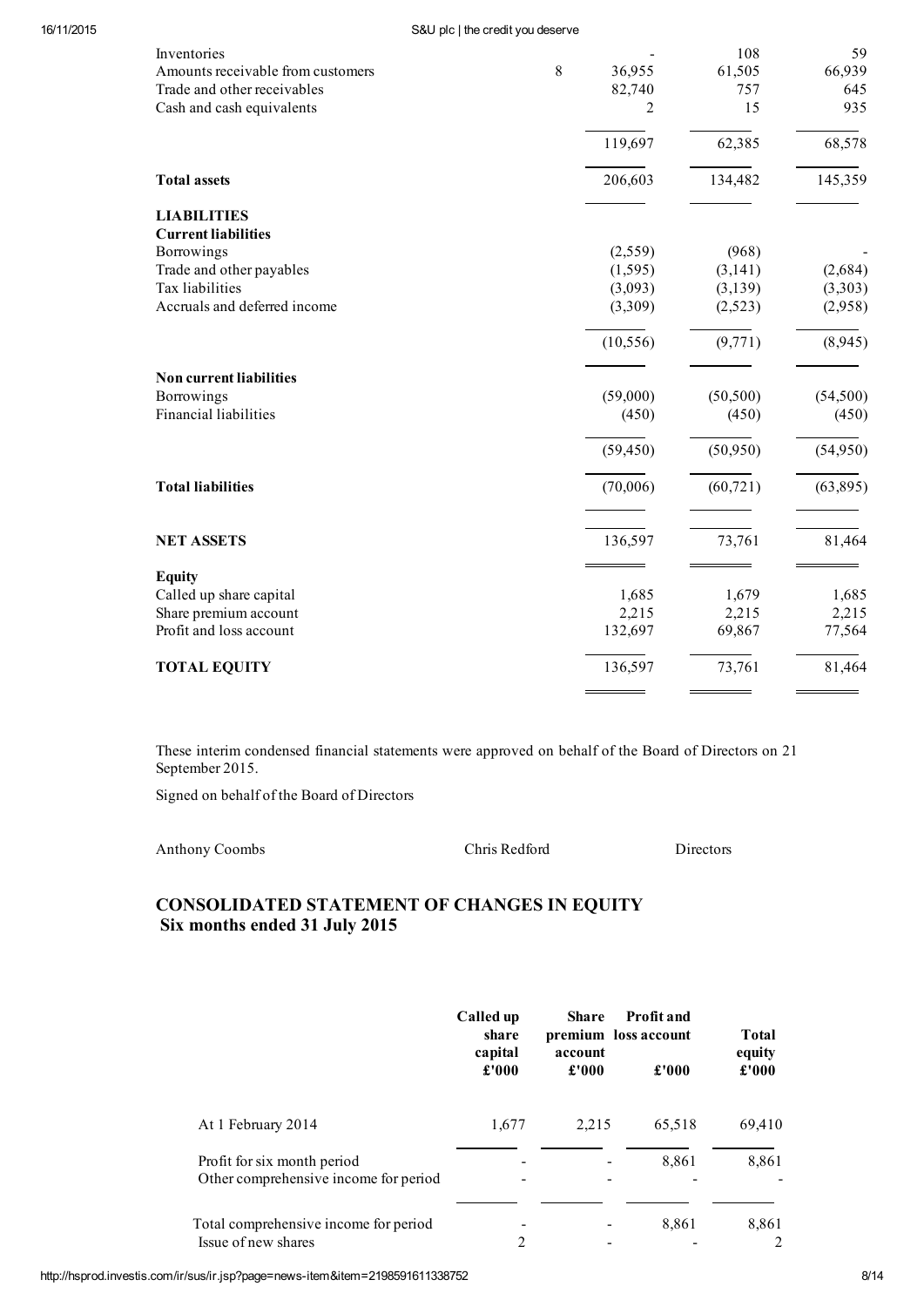| | Note | | | |
|---|---|---|---|---|
| Inventories | | - | 108 | 59 |
| Amounts receivable from customers | 8 | 36,955 | 61,505 | 66,939 |
| Trade and other receivables | | 82,740 | 757 | 645 |
| Cash and cash equivalents | | 2 | 15 | 935 |
| | | 119,697 | 62,385 | 68,578 |
| **Total assets** | | 206,603 | 134,482 | 145,359 |
| **LIABILITIES** | | | | |
| **Current liabilities** | | | | |
| Borrowings | | (2,559) | (968) | - |
| Trade and other payables | | (1,595) | (3,141) | (2,684) |
| Tax liabilities | | (3,093) | (3,139) | (3,303) |
| Accruals and deferred income | | (3,309) | (2,523) | (2,958) |
| | | (10,556) | (9,771) | (8,945) |
| **Non current liabilities** | | | | |
| Borrowings | | (59,000) | (50,500) | (54,500) |
| Financial liabilities | | (450) | (450) | (450) |
| | | (59,450) | (50,950) | (54,950) |
| **Total liabilities** | | (70,006) | (60,721) | (63,895) |
| **NET ASSETS** | | 136,597 | 73,761 | 81,464 |
| **Equity** | | | | |
| Called up share capital | | 1,685 | 1,679 | 1,685 |
| Share premium account | | 2,215 | 2,215 | 2,215 |
| Profit and loss account | | 132,697 | 69,867 | 77,564 |
| **TOTAL EQUITY** | | 136,597 | 73,761 | 81,464 |

These interim condensed financial statements were approved on behalf of the Board of Directors on 21 September 2015.

Signed on behalf of the Board of Directors

Anthony Coombs Chris Redford Directors

## CONSOLIDATED STATEMENT OF CHANGES IN EQUITY
## Six months ended 31 July 2015

| | Called up share capital £'000 | Share premium account £'000 | Profit and loss account £'000 | Total equity £'000 |
|---|---|---|---|---|
| At 1 February 2014 | 1,677 | 2,215 | 65,518 | 69,410 |
| Profit for six month period | - | - | 8,861 | 8,861 |
| Other comprehensive income for period | - | - | - | - |
| Total comprehensive income for period | - | - | 8,861 | 8,861 |
| Issue of new shares | 2 | - | - | 2 |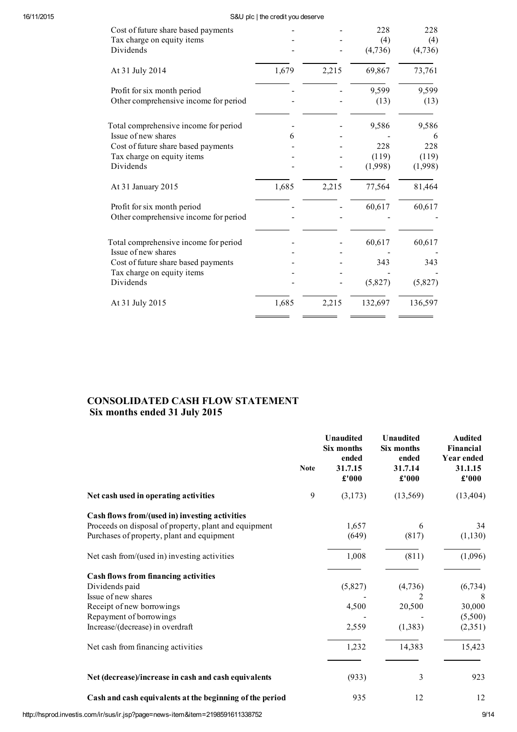| | | | | |
|---|---|---|---|---|
| Cost of future share based payments | - | - | 228 | 228 |
| Tax charge on equity items | - | - | (4) | (4) |
| Dividends | - | - | (4,736) | (4,736) |
| At 31 July 2014 | 1,679 | 2,215 | 69,867 | 73,761 |
| Profit for six month period | - | - | 9,599 | 9,599 |
| Other comprehensive income for period | - | - | (13) | (13) |
| Total comprehensive income for period | - | - | 9,586 | 9,586 |
| Issue of new shares | 6 | - | - | 6 |
| Cost of future share based payments | - | - | 228 | 228 |
| Tax charge on equity items | - | - | (119) | (119) |
| Dividends | - | - | (1,998) | (1,998) |
| At 31 January 2015 | 1,685 | 2,215 | 77,564 | 81,464 |
| Profit for six month period | - | - | 60,617 | 60,617 |
| Other comprehensive income for period | - | - | - | - |
| Total comprehensive income for period | - | - | 60,617 | 60,617 |
| Issue of new shares | - | - | - | - |
| Cost of future share based payments | - | - | 343 | 343 |
| Tax charge on equity items | - | - | - | - |
| Dividends | - | - | (5,827) | (5,827) |
| At 31 July 2015 | 1,685 | 2,215 | 132,697 | 136,597 |

## CONSOLIDATED CASH FLOW STATEMENT
### Six months ended 31 July 2015

| | Note | Unaudited Six months ended 31.7.15 £'000 | Unaudited Six months ended 31.7.14 £'000 | Audited Financial Year ended 31.1.15 £'000 |
|---|---|---|---|---|
| **Net cash used in operating activities** | 9 | (3,173) | (13,569) | (13,404) |
| **Cash flows from/(used in) investing activities** | | | | |
| Proceeds on disposal of property, plant and equipment | | 1,657 | 6 | 34 |
| Purchases of property, plant and equipment | | (649) | (817) | (1,130) |
| Net cash from/(used in) investing activities | | 1,008 | (811) | (1,096) |
| **Cash flows from financing activities** | | | | |
| Dividends paid | | (5,827) | (4,736) | (6,734) |
| Issue of new shares | | - | 2 | 8 |
| Receipt of new borrowings | | 4,500 | 20,500 | 30,000 |
| Repayment of borrowings | | - | - | (5,500) |
| Increase/(decrease) in overdraft | | 2,559 | (1,383) | (2,351) |
| Net cash from financing activities | | 1,232 | 14,383 | 15,423 |
| **Net (decrease)/increase in cash and cash equivalents** | | (933) | 3 | 923 |
| **Cash and cash equivalents at the beginning of the period** | | 935 | 12 | 12 |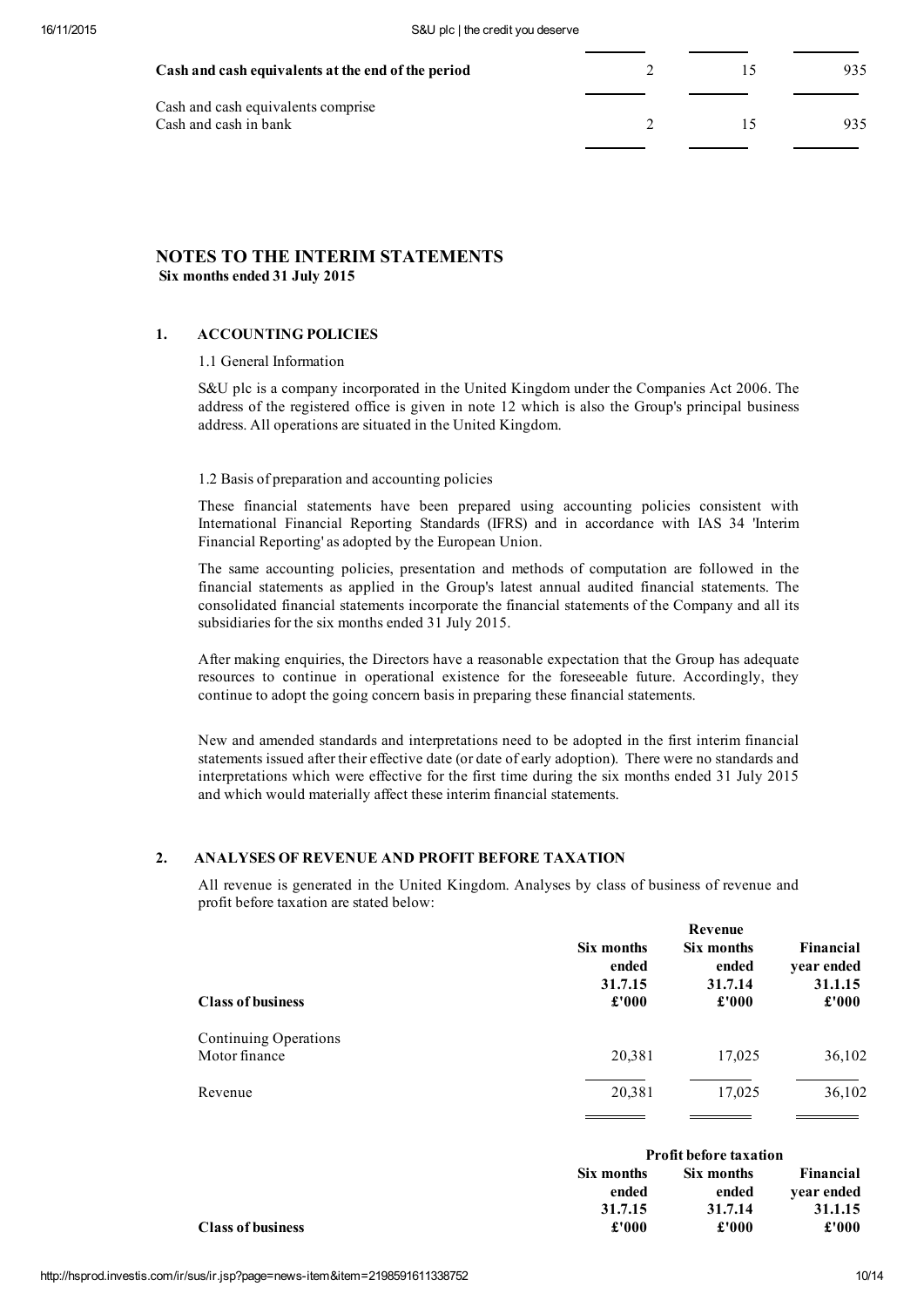| | | | |
|---|---|---|---|
| **Cash and cash equivalents at the end of the period** | 2 | 15 | 935 |
| Cash and cash equivalents comprise | | | |
| Cash and cash in bank | 2 | 15 | 935 |

## NOTES TO THE INTERIM STATEMENTS

**Six months ended 31 July 2015**

### 1. ACCOUNTING POLICIES

1.1 General Information

S&U plc is a company incorporated in the United Kingdom under the Companies Act 2006. The address of the registered office is given in note 12 which is also the Group's principal business address. All operations are situated in the United Kingdom.

1.2 Basis of preparation and accounting policies

These financial statements have been prepared using accounting policies consistent with International Financial Reporting Standards (IFRS) and in accordance with IAS 34 'Interim Financial Reporting' as adopted by the European Union.

The same accounting policies, presentation and methods of computation are followed in the financial statements as applied in the Group's latest annual audited financial statements. The consolidated financial statements incorporate the financial statements of the Company and all its subsidiaries for the six months ended 31 July 2015.

After making enquiries, the Directors have a reasonable expectation that the Group has adequate resources to continue in operational existence for the foreseeable future. Accordingly, they continue to adopt the going concern basis in preparing these financial statements.

New and amended standards and interpretations need to be adopted in the first interim financial statements issued after their effective date (or date of early adoption). There were no standards and interpretations which were effective for the first time during the six months ended 31 July 2015 and which would materially affect these interim financial statements.

### 2. ANALYSES OF REVENUE AND PROFIT BEFORE TAXATION

All revenue is generated in the United Kingdom. Analyses by class of business of revenue and profit before taxation are stated below:

| | Revenue | | |
|---|---|---|---|
| | **Six months ended 31.7.15** | **Six months ended 31.7.14** | **Financial year ended 31.1.15** |
| **Class of business** | **£'000** | **£'000** | **£'000** |
| Continuing Operations | | | |
| Motor finance | 20,381 | 17,025 | 36,102 |
| Revenue | 20,381 | 17,025 | 36,102 |

| | Profit before taxation | | |
|---|---|---|---|
| | **Six months ended 31.7.15** | **Six months ended 31.7.14** | **Financial year ended 31.1.15** |
| **Class of business** | **£'000** | **£'000** | **£'000** |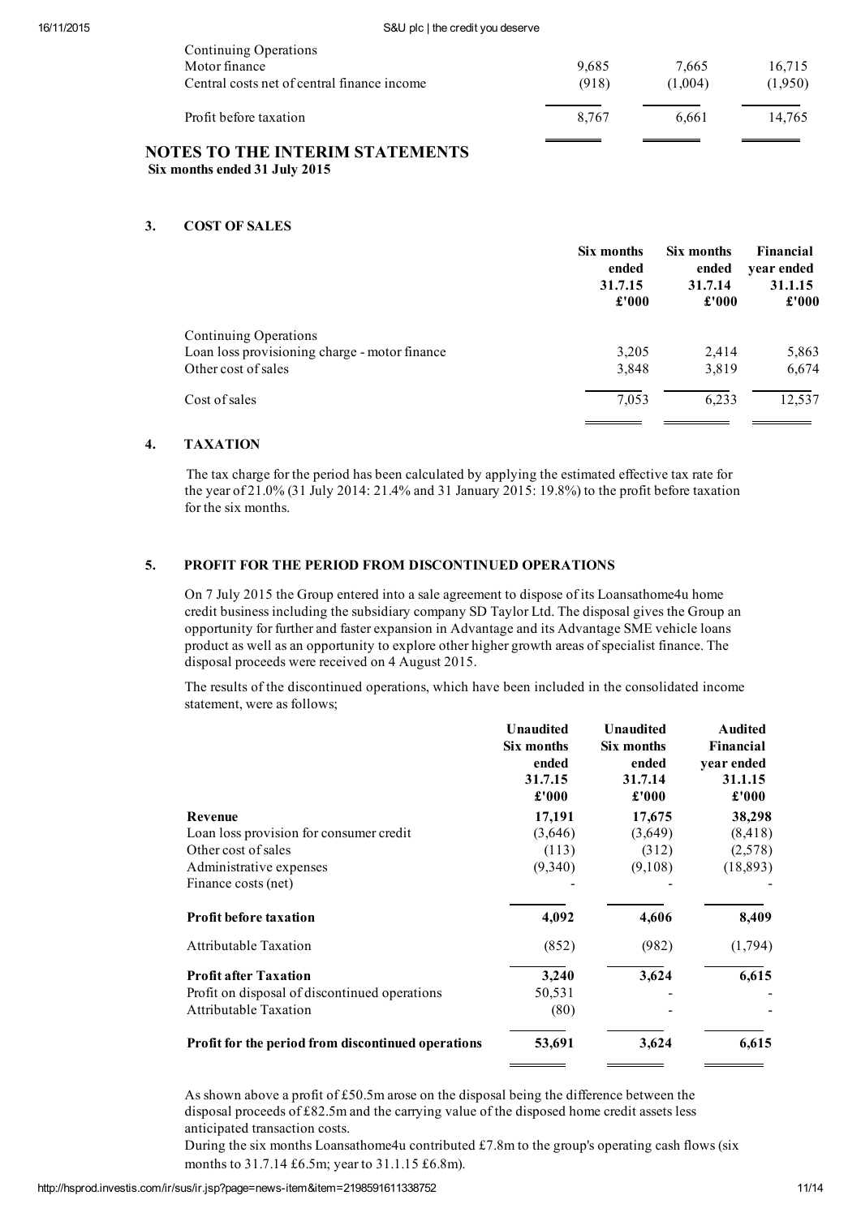| | | | |
|---|---|---|---|
| Continuing Operations | | | |
| Motor finance | 9,685 | 7,665 | 16,715 |
| Central costs net of central finance income | (918) | (1,004) | (1,950) |
| Profit before taxation | 8,767 | 6,661 | 14,765 |

## NOTES TO THE INTERIM STATEMENTS

**Six months ended 31 July 2015**

### 3. COST OF SALES

| | Six months ended 31.7.15 £'000 | Six months ended 31.7.14 £'000 | Financial year ended 31.1.15 £'000 |
|---|---|---|---|
| Continuing Operations | | | |
| Loan loss provisioning charge - motor finance | 3,205 | 2,414 | 5,863 |
| Other cost of sales | 3,848 | 3,819 | 6,674 |
| Cost of sales | 7,053 | 6,233 | 12,537 |

### 4. TAXATION

The tax charge for the period has been calculated by applying the estimated effective tax rate for the year of 21.0% (31 July 2014: 21.4% and 31 January 2015: 19.8%) to the profit before taxation for the six months.

### 5. PROFIT FOR THE PERIOD FROM DISCONTINUED OPERATIONS

On 7 July 2015 the Group entered into a sale agreement to dispose of its Loansathome4u home credit business including the subsidiary company SD Taylor Ltd. The disposal gives the Group an opportunity for further and faster expansion in Advantage and its Advantage SME vehicle loans product as well as an opportunity to explore other higher growth areas of specialist finance. The disposal proceeds were received on 4 August 2015.

The results of the discontinued operations, which have been included in the consolidated income statement, were as follows;

| | Unaudited Six months ended 31.7.15 £'000 | Unaudited Six months ended 31.7.14 £'000 | Audited Financial year ended 31.1.15 £'000 |
|---|---|---|---|
| **Revenue** | **17,191** | **17,675** | **38,298** |
| Loan loss provision for consumer credit | (3,646) | (3,649) | (8,418) |
| Other cost of sales | (113) | (312) | (2,578) |
| Administrative expenses | (9,340) | (9,108) | (18,893) |
| Finance costs (net) | - | - | - |
| **Profit before taxation** | **4,092** | **4,606** | **8,409** |
| Attributable Taxation | (852) | (982) | (1,794) |
| **Profit after Taxation** | **3,240** | **3,624** | **6,615** |
| Profit on disposal of discontinued operations | 50,531 | - | - |
| Attributable Taxation | (80) | - | - |
| **Profit for the period from discontinued operations** | **53,691** | **3,624** | **6,615** |

As shown above a profit of £50.5m arose on the disposal being the difference between the disposal proceeds of £82.5m and the carrying value of the disposed home credit assets less anticipated transaction costs.

During the six months Loansathome4u contributed £7.8m to the group's operating cash flows (six months to 31.7.14 £6.5m; year to 31.1.15 £6.8m).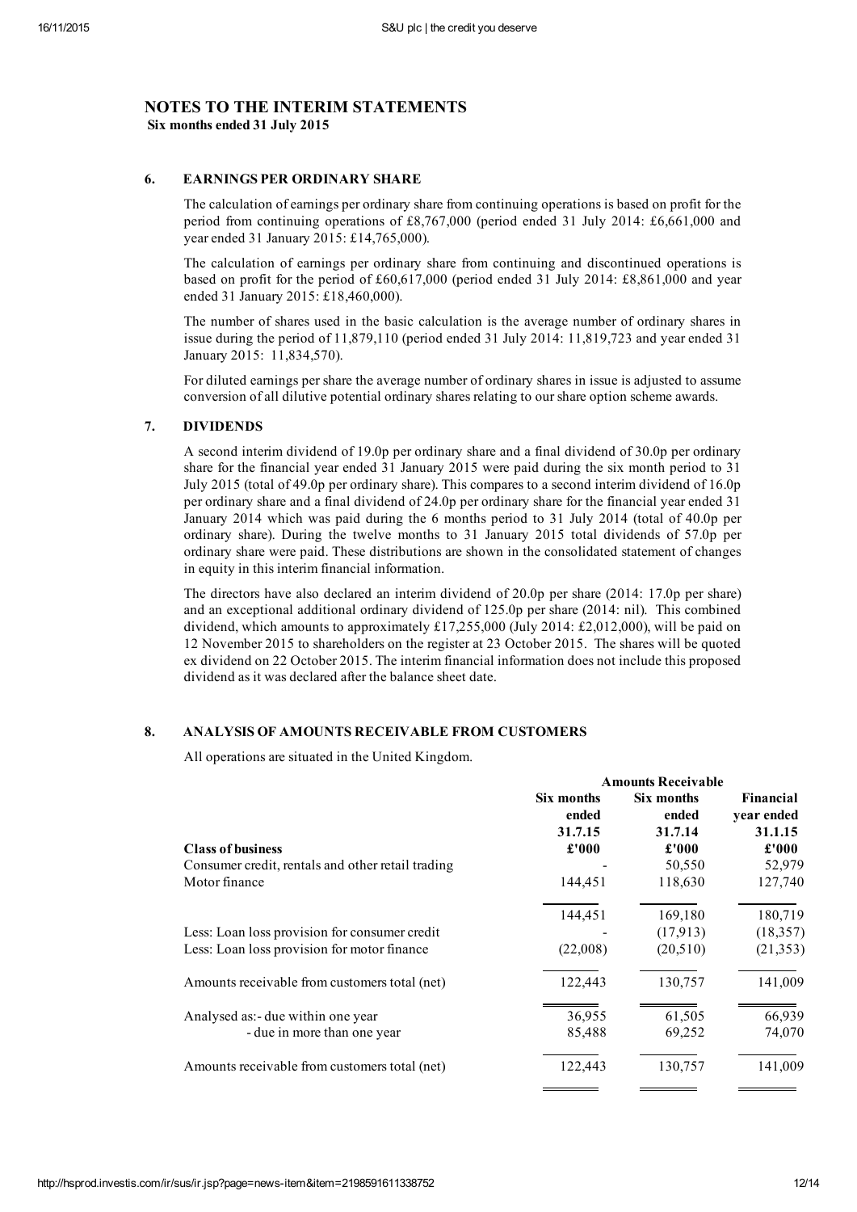# NOTES TO THE INTERIM STATEMENTS

**Six months ended 31 July 2015**

## 6. EARNINGS PER ORDINARY SHARE

The calculation of earnings per ordinary share from continuing operations is based on profit for the period from continuing operations of £8,767,000 (period ended 31 July 2014: £6,661,000 and year ended 31 January 2015: £14,765,000).

The calculation of earnings per ordinary share from continuing and discontinued operations is based on profit for the period of £60,617,000 (period ended 31 July 2014: £8,861,000 and year ended 31 January 2015: £18,460,000).

The number of shares used in the basic calculation is the average number of ordinary shares in issue during the period of 11,879,110 (period ended 31 July 2014: 11,819,723 and year ended 31 January 2015: 11,834,570).

For diluted earnings per share the average number of ordinary shares in issue is adjusted to assume conversion of all dilutive potential ordinary shares relating to our share option scheme awards.

## 7. DIVIDENDS

A second interim dividend of 19.0p per ordinary share and a final dividend of 30.0p per ordinary share for the financial year ended 31 January 2015 were paid during the six month period to 31 July 2015 (total of 49.0p per ordinary share). This compares to a second interim dividend of 16.0p per ordinary share and a final dividend of 24.0p per ordinary share for the financial year ended 31 January 2014 which was paid during the 6 months period to 31 July 2014 (total of 40.0p per ordinary share). During the twelve months to 31 January 2015 total dividends of 57.0p per ordinary share were paid. These distributions are shown in the consolidated statement of changes in equity in this interim financial information.

The directors have also declared an interim dividend of 20.0p per share (2014: 17.0p per share) and an exceptional additional ordinary dividend of 125.0p per share (2014: nil). This combined dividend, which amounts to approximately £17,255,000 (July 2014: £2,012,000), will be paid on 12 November 2015 to shareholders on the register at 23 October 2015. The shares will be quoted ex dividend on 22 October 2015. The interim financial information does not include this proposed dividend as it was declared after the balance sheet date.

## 8. ANALYSIS OF AMOUNTS RECEIVABLE FROM CUSTOMERS

All operations are situated in the United Kingdom.

| | Amounts Receivable | | |
|---|---|---|---|
| | Six months ended 31.7.15 | Six months ended 31.7.14 | Financial year ended 31.1.15 |
| **Class of business** | **£'000** | **£'000** | **£'000** |
| Consumer credit, rentals and other retail trading | - | 50,550 | 52,979 |
| Motor finance | 144,451 | 118,630 | 127,740 |
| | 144,451 | 169,180 | 180,719 |
| Less: Loan loss provision for consumer credit | - | (17,913) | (18,357) |
| Less: Loan loss provision for motor finance | (22,008) | (20,510) | (21,353) |
| Amounts receivable from customers total (net) | 122,443 | 130,757 | 141,009 |
| Analysed as:- due within one year | 36,955 | 61,505 | 66,939 |
| - due in more than one year | 85,488 | 69,252 | 74,070 |
| Amounts receivable from customers total (net) | 122,443 | 130,757 | 141,009 |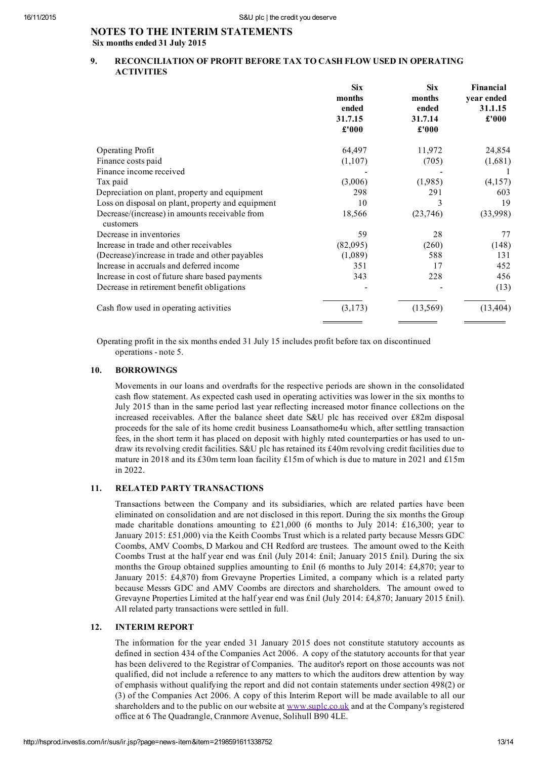# NOTES TO THE INTERIM STATEMENTS

**Six months ended 31 July 2015**

## 9. RECONCILIATION OF PROFIT BEFORE TAX TO CASH FLOW USED IN OPERATING ACTIVITIES

| | Six months ended 31.7.15 £'000 | Six months ended 31.7.14 £'000 | Financial year ended 31.1.15 £'000 |
|---|---|---|---|
| Operating Profit | 64,497 | 11,972 | 24,854 |
| Finance costs paid | (1,107) | (705) | (1,681) |
| Finance income received | - | - | 1 |
| Tax paid | (3,006) | (1,985) | (4,157) |
| Depreciation on plant, property and equipment | 298 | 291 | 603 |
| Loss on disposal on plant, property and equipment | 10 | 3 | 19 |
| Decrease/(increase) in amounts receivable from customers | 18,566 | (23,746) | (33,998) |
| Decrease in inventories | 59 | 28 | 77 |
| Increase in trade and other receivables | (82,095) | (260) | (148) |
| (Decrease)/increase in trade and other payables | (1,089) | 588 | 131 |
| Increase in accruals and deferred income | 351 | 17 | 452 |
| Increase in cost of future share based payments | 343 | 228 | 456 |
| Decrease in retirement benefit obligations | - | - | (13) |
| Cash flow used in operating activities | (3,173) | (13,569) | (13,404) |

Operating profit in the six months ended 31 July 15 includes profit before tax on discontinued operations - note 5.

## 10. BORROWINGS

Movements in our loans and overdrafts for the respective periods are shown in the consolidated cash flow statement. As expected cash used in operating activities was lower in the six months to July 2015 than in the same period last year reflecting increased motor finance collections on the increased receivables. After the balance sheet date S&U plc has received over £82m disposal proceeds for the sale of its home credit business Loansathome4u which, after settling transaction fees, in the short term it has placed on deposit with highly rated counterparties or has used to un-draw its revolving credit facilities. S&U plc has retained its £40m revolving credit facilities due to mature in 2018 and its £30m term loan facility £15m of which is due to mature in 2021 and £15m in 2022.

## 11. RELATED PARTY TRANSACTIONS

Transactions between the Company and its subsidiaries, which are related parties have been eliminated on consolidation and are not disclosed in this report. During the six months the Group made charitable donations amounting to £21,000 (6 months to July 2014: £16,300; year to January 2015: £51,000) via the Keith Coombs Trust which is a related party because Messrs GDC Coombs, AMV Coombs, D Markou and CH Redford are trustees. The amount owed to the Keith Coombs Trust at the half year end was £nil (July 2014: £nil; January 2015 £nil). During the six months the Group obtained supplies amounting to £nil (6 months to July 2014: £4,870; year to January 2015: £4,870) from Grevayne Properties Limited, a company which is a related party because Messrs GDC and AMV Coombs are directors and shareholders. The amount owed to Grevayne Properties Limited at the half year end was £nil (July 2014: £4,870; January 2015 £nil). All related party transactions were settled in full.

## 12. INTERIM REPORT

The information for the year ended 31 January 2015 does not constitute statutory accounts as defined in section 434 of the Companies Act 2006. A copy of the statutory accounts for that year has been delivered to the Registrar of Companies. The auditor's report on those accounts was not qualified, did not include a reference to any matters to which the auditors drew attention by way of emphasis without qualifying the report and did not contain statements under section 498(2) or (3) of the Companies Act 2006. A copy of this Interim Report will be made available to all our shareholders and to the public on our website at www.suplc.co.uk and at the Company's registered office at 6 The Quadrangle, Cranmore Avenue, Solihull B90 4LE.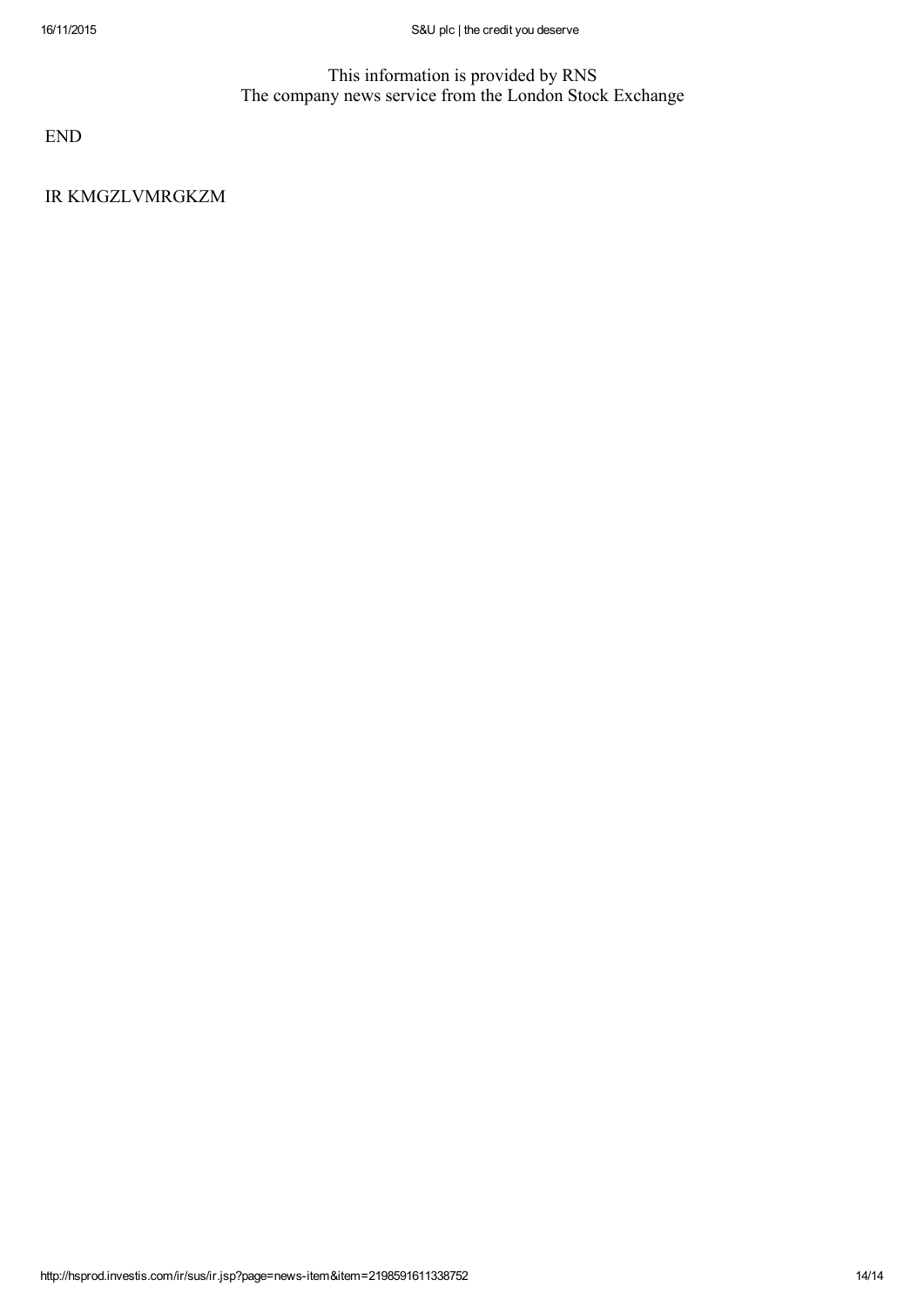This information is provided by RNS
The company news service from the London Stock Exchange

END

IR KMGZLVMRGKZM